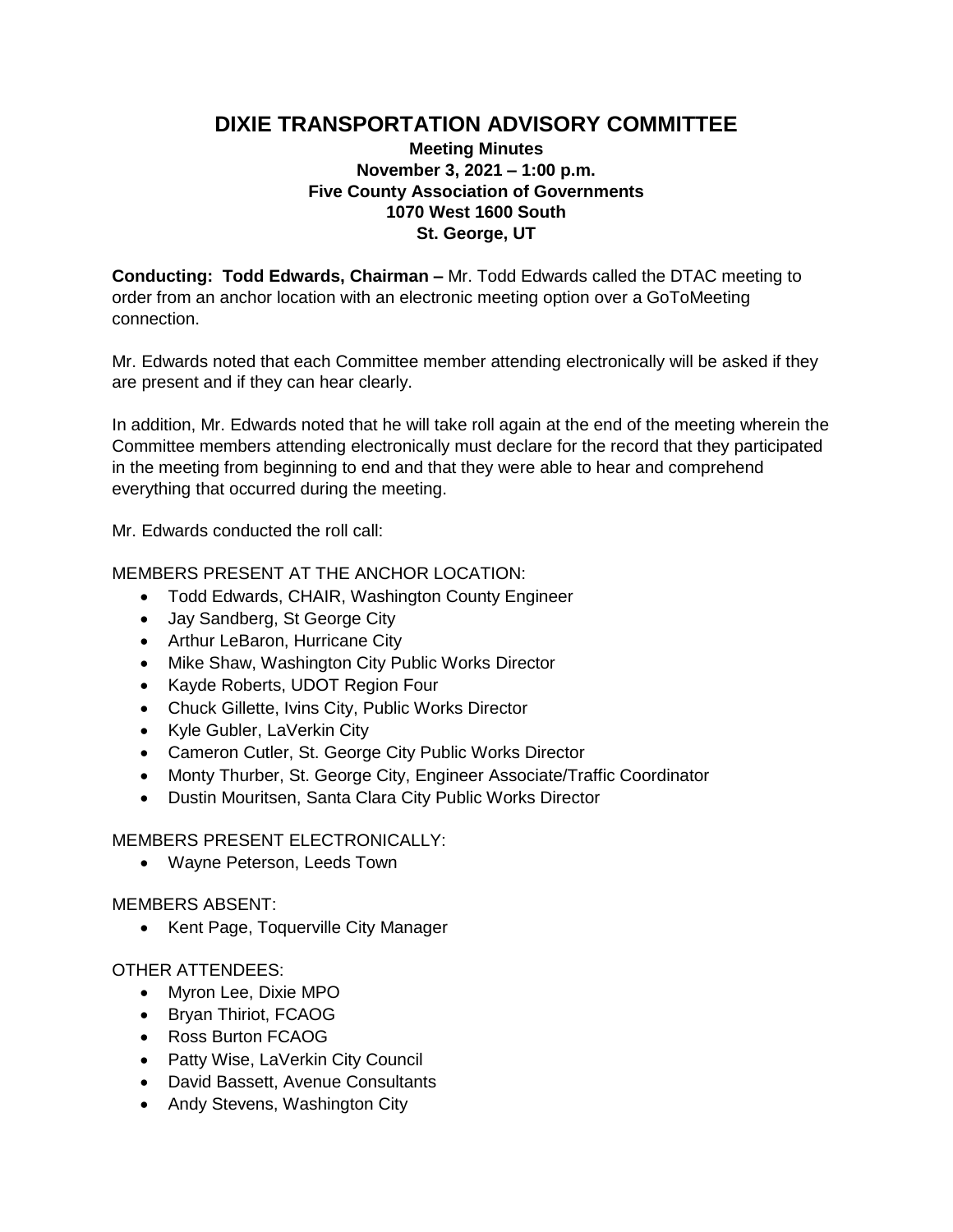# DIXIE TRANSPORTATION ADVISORY COMMITTEE

**Meeting Minutes**
**November 3, 2021 – 1:00 p.m.**
**Five County Association of Governments**
**1070 West 1600 South**
**St. George, UT**

**Conducting: Todd Edwards, Chairman –** Mr. Todd Edwards called the DTAC meeting to order from an anchor location with an electronic meeting option over a GoToMeeting connection.

Mr. Edwards noted that each Committee member attending electronically will be asked if they are present and if they can hear clearly.

In addition, Mr. Edwards noted that he will take roll again at the end of the meeting wherein the Committee members attending electronically must declare for the record that they participated in the meeting from beginning to end and that they were able to hear and comprehend everything that occurred during the meeting.

Mr. Edwards conducted the roll call:

MEMBERS PRESENT AT THE ANCHOR LOCATION:

- Todd Edwards, CHAIR, Washington County Engineer
- Jay Sandberg, St George City
- Arthur LeBaron, Hurricane City
- Mike Shaw, Washington City Public Works Director
- Kayde Roberts, UDOT Region Four
- Chuck Gillette, Ivins City, Public Works Director
- Kyle Gubler, LaVerkin City
- Cameron Cutler, St. George City Public Works Director
- Monty Thurber, St. George City, Engineer Associate/Traffic Coordinator
- Dustin Mouritsen, Santa Clara City Public Works Director

MEMBERS PRESENT ELECTRONICALLY:

- Wayne Peterson, Leeds Town

MEMBERS ABSENT:

- Kent Page, Toquerville City Manager

OTHER ATTENDEES:

- Myron Lee, Dixie MPO
- Bryan Thiriot, FCAOG
- Ross Burton FCAOG
- Patty Wise, LaVerkin City Council
- David Bassett, Avenue Consultants
- Andy Stevens, Washington City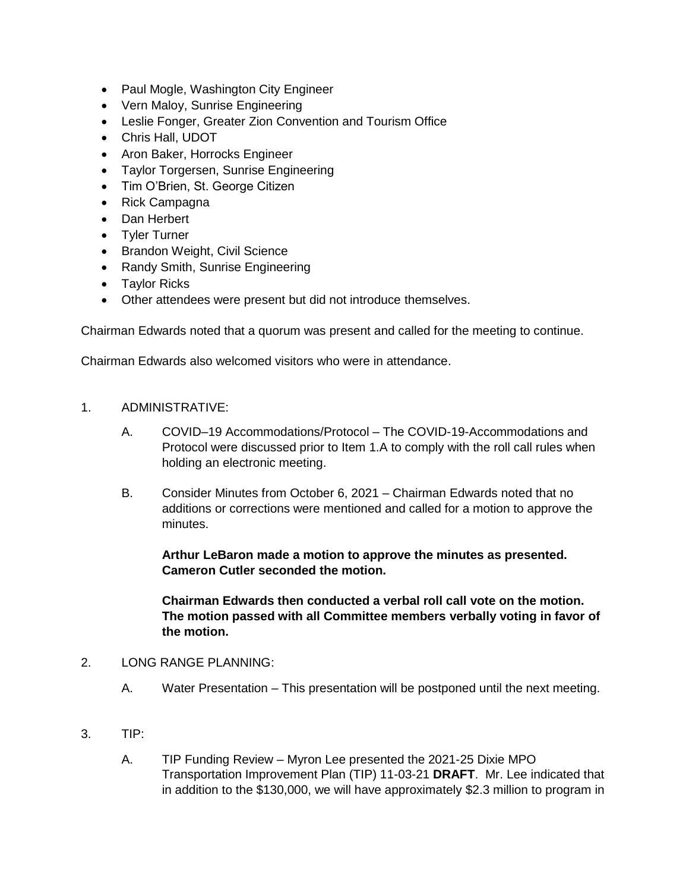- Paul Mogle, Washington City Engineer
- Vern Maloy, Sunrise Engineering
- Leslie Fonger, Greater Zion Convention and Tourism Office
- Chris Hall, UDOT
- Aron Baker, Horrocks Engineer
- Taylor Torgersen, Sunrise Engineering
- Tim O'Brien, St. George Citizen
- Rick Campagna
- Dan Herbert
- Tyler Turner
- Brandon Weight, Civil Science
- Randy Smith, Sunrise Engineering
- Taylor Ricks
- Other attendees were present but did not introduce themselves.

Chairman Edwards noted that a quorum was present and called for the meeting to continue.

Chairman Edwards also welcomed visitors who were in attendance.

1. ADMINISTRATIVE:

   A. COVID–19 Accommodations/Protocol – The COVID-19-Accommodations and Protocol were discussed prior to Item 1.A to comply with the roll call rules when holding an electronic meeting.

   B. Consider Minutes from October 6, 2021 – Chairman Edwards noted that no additions or corrections were mentioned and called for a motion to approve the minutes.

      **Arthur LeBaron made a motion to approve the minutes as presented. Cameron Cutler seconded the motion.**

      **Chairman Edwards then conducted a verbal roll call vote on the motion. The motion passed with all Committee members verbally voting in favor of the motion.**

2. LONG RANGE PLANNING:

   A. Water Presentation – This presentation will be postponed until the next meeting.

3. TIP:

   A. TIP Funding Review – Myron Lee presented the 2021-25 Dixie MPO Transportation Improvement Plan (TIP) 11-03-21 **DRAFT**. Mr. Lee indicated that in addition to the $130,000, we will have approximately $2.3 million to program in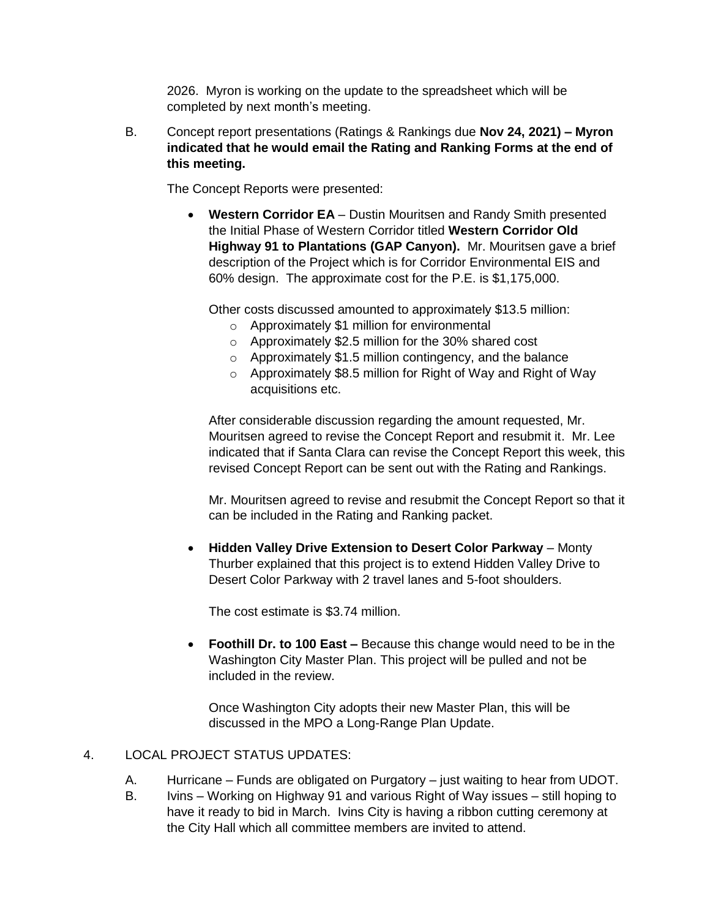2026. Myron is working on the update to the spreadsheet which will be completed by next month's meeting.

B. Concept report presentations (Ratings & Rankings due **Nov 24, 2021) – Myron indicated that he would email the Rating and Ranking Forms at the end of this meeting.**

The Concept Reports were presented:

- **Western Corridor EA** – Dustin Mouritsen and Randy Smith presented the Initial Phase of Western Corridor titled **Western Corridor Old Highway 91 to Plantations (GAP Canyon).** Mr. Mouritsen gave a brief description of the Project which is for Corridor Environmental EIS and 60% design. The approximate cost for the P.E. is $1,175,000.

  Other costs discussed amounted to approximately $13.5 million:
  - Approximately $1 million for environmental
  - Approximately $2.5 million for the 30% shared cost
  - Approximately $1.5 million contingency, and the balance
  - Approximately $8.5 million for Right of Way and Right of Way acquisitions etc.

  After considerable discussion regarding the amount requested, Mr. Mouritsen agreed to revise the Concept Report and resubmit it. Mr. Lee indicated that if Santa Clara can revise the Concept Report this week, this revised Concept Report can be sent out with the Rating and Rankings.

  Mr. Mouritsen agreed to revise and resubmit the Concept Report so that it can be included in the Rating and Ranking packet.

- **Hidden Valley Drive Extension to Desert Color Parkway** – Monty Thurber explained that this project is to extend Hidden Valley Drive to Desert Color Parkway with 2 travel lanes and 5-foot shoulders.

  The cost estimate is $3.74 million.

- **Foothill Dr. to 100 East –** Because this change would need to be in the Washington City Master Plan. This project will be pulled and not be included in the review.

  Once Washington City adopts their new Master Plan, this will be discussed in the MPO a Long-Range Plan Update.

4. LOCAL PROJECT STATUS UPDATES:

A. Hurricane – Funds are obligated on Purgatory – just waiting to hear from UDOT.

B. Ivins – Working on Highway 91 and various Right of Way issues – still hoping to have it ready to bid in March. Ivins City is having a ribbon cutting ceremony at the City Hall which all committee members are invited to attend.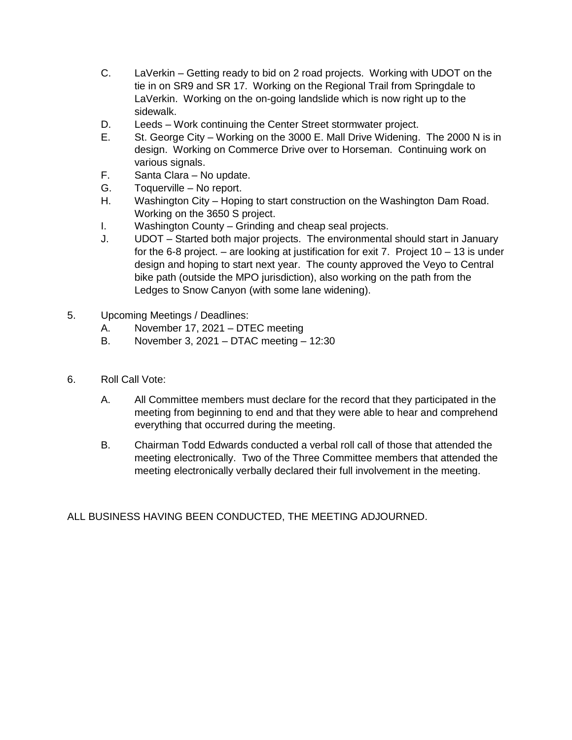C. LaVerkin – Getting ready to bid on 2 road projects. Working with UDOT on the tie in on SR9 and SR 17. Working on the Regional Trail from Springdale to LaVerkin. Working on the on-going landslide which is now right up to the sidewalk.

D. Leeds – Work continuing the Center Street stormwater project.

E. St. George City – Working on the 3000 E. Mall Drive Widening. The 2000 N is in design. Working on Commerce Drive over to Horseman. Continuing work on various signals.

F. Santa Clara – No update.

G. Toquerville – No report.

H. Washington City – Hoping to start construction on the Washington Dam Road. Working on the 3650 S project.

I. Washington County – Grinding and cheap seal projects.

J. UDOT – Started both major projects. The environmental should start in January for the 6-8 project. – are looking at justification for exit 7. Project 10 – 13 is under design and hoping to start next year. The county approved the Veyo to Central bike path (outside the MPO jurisdiction), also working on the path from the Ledges to Snow Canyon (with some lane widening).

5. Upcoming Meetings / Deadlines:

   A. November 17, 2021 – DTEC meeting

   B. November 3, 2021 – DTAC meeting – 12:30

6. Roll Call Vote:

   A. All Committee members must declare for the record that they participated in the meeting from beginning to end and that they were able to hear and comprehend everything that occurred during the meeting.

   B. Chairman Todd Edwards conducted a verbal roll call of those that attended the meeting electronically. Two of the Three Committee members that attended the meeting electronically verbally declared their full involvement in the meeting.

ALL BUSINESS HAVING BEEN CONDUCTED, THE MEETING ADJOURNED.